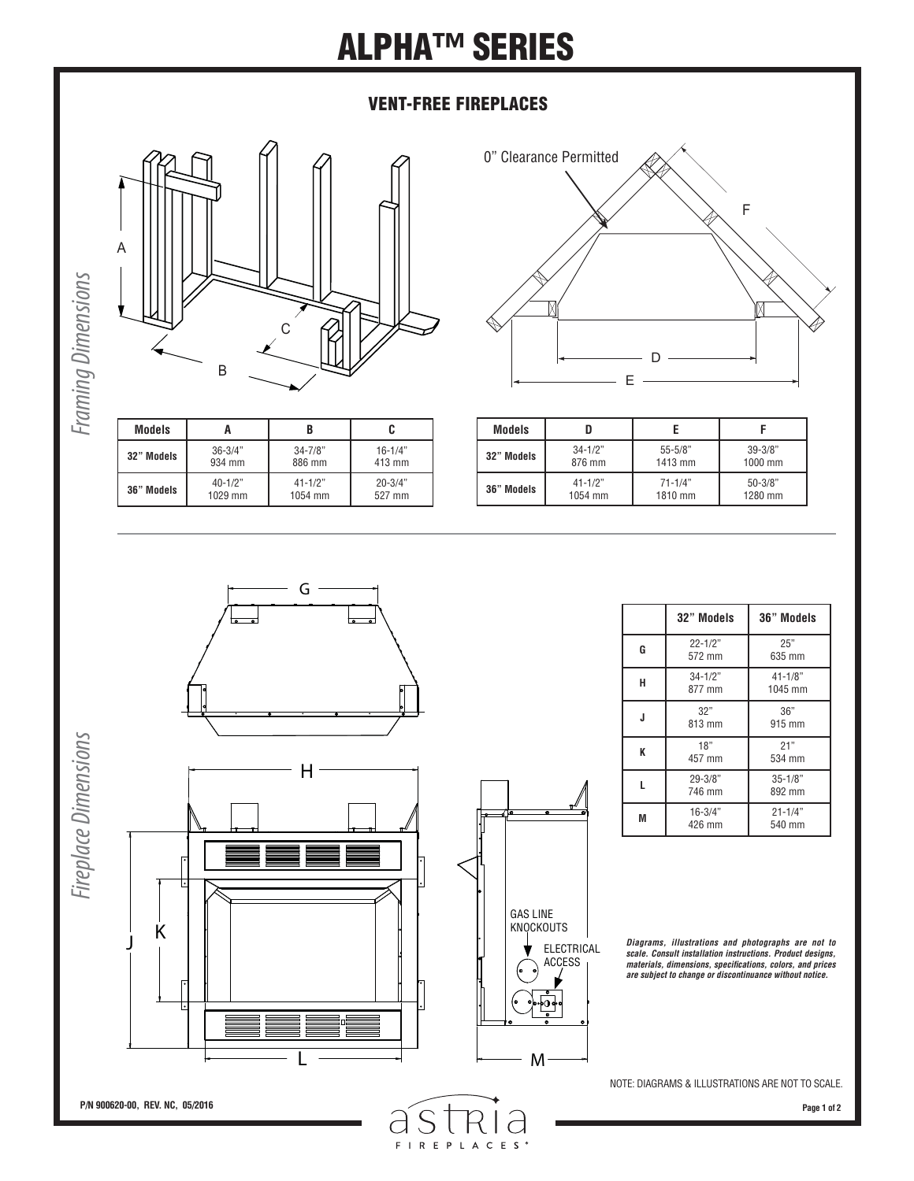# ALPHA™ SERIES

## VENT-FREE FIPLACES

*Framing Dimensions*

0" Clearance Permitted

| Models | A | B | C |
|---|---|---|---|
| 32" Models | 36-3/4"<br>934 mm | 34-7/8"<br>886 mm | 16-1/4"<br>413 mm |
| 36" Models | 40-1/2"<br>1029 mm | 41-1/2"<br>1054 mm | 20-3/4"<br>527 mm |

| Models | D | E | F |
|---|---|---|---|
| 32" Models | 34-1/2"<br>876 mm | 55-5/8"<br>1413 mm | 39-3/8"<br>1000 mm |
| 36" Models | 41-1/2"<br>1054 mm | 71-1/4"<br>1810 mm | 50-3/8"<br>1280 mm |

*Fireplace Dimensions*

GAS LINE KNOCKOUTS

ELECTRICAL ACCESS

| | 32" Models | 36" Models |
|---|---|---|
| G | 22-1/2"<br>572 mm | 25"<br>635 mm |
| H | 34-1/2"<br>877 mm | 41-1/8"<br>1045 mm |
| J | 32"<br>813 mm | 36"<br>915 mm |
| K | 18"<br>457 mm | 21"<br>534 mm |
| L | 29-3/8"<br>746 mm | 35-1/8"<br>892 mm |
| M | 16-3/4"<br>426 mm | 21-1/4"<br>540 mm |

***Diagrams, illustrations and photographs are not to scale. Consult installation instructions. Product designs, materials, dimensions, specifications, colors, and prices are subject to change or discontinuance without notice.***

NOTE: DIAGRAMS & ILLUSTRATIONS ARE NOT TO SCALE.

**P/N 900620-00, REV. NC, 05/2016**

astria FIREPLACES®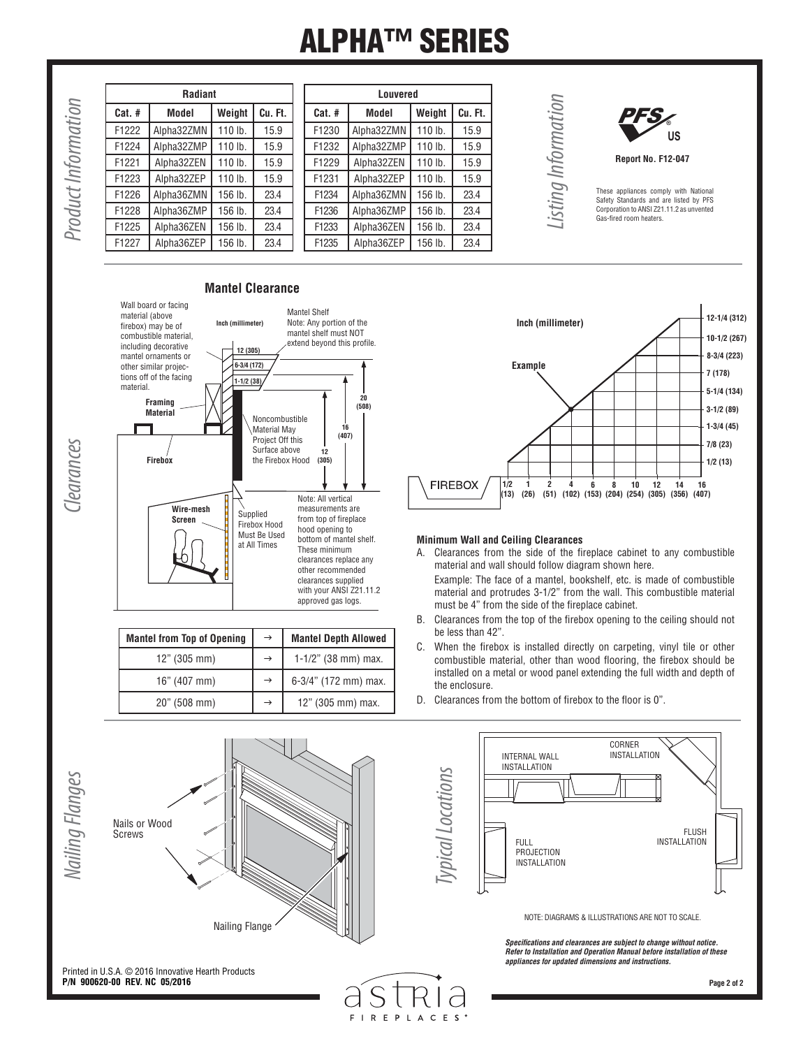# ALPHA™ SERIES

## Product Information

| Radiant | | | |
|---|---|---|---|
| Cat. # | Model | Weight | Cu. Ft. |
| F1222 | Alpha32ZMN | 110 lb. | 15.9 |
| F1224 | Alpha32ZMP | 110 lb. | 15.9 |
| F1221 | Alpha32ZEN | 110 lb. | 15.9 |
| F1223 | Alpha32ZEP | 110 lb. | 15.9 |
| F1226 | Alpha36ZMN | 156 lb. | 23.4 |
| F1228 | Alpha36ZMP | 156 lb. | 23.4 |
| F1225 | Alpha36ZEN | 156 lb. | 23.4 |
| F1227 | Alpha36ZEP | 156 lb. | 23.4 |

| Louvered | | | |
|---|---|---|---|
| Cat. # | Model | Weight | Cu. Ft. |
| F1230 | Alpha32ZMN | 110 lb. | 15.9 |
| F1232 | Alpha32ZMP | 110 lb. | 15.9 |
| F1229 | Alpha32ZEN | 110 lb. | 15.9 |
| F1231 | Alpha32ZEP | 110 lb. | 15.9 |
| F1234 | Alpha36ZMN | 156 lb. | 23.4 |
| F1236 | Alpha36ZMP | 156 lb. | 23.4 |
| F1233 | Alpha36ZEN | 156 lb. | 23.4 |
| F1235 | Alpha36ZEP | 156 lb. | 23.4 |

## Listing Information

PFS US

**Report No. F12-047**

These appliances comply with National Safety Standards and are listed by PFS Corporation to ANSI Z21.11.2 as unvented Gas-fired room heaters.

## Clearances

### Mantel Clearance

Wall board or facing material (above firebox) may be of combustible material, including decorative mantel ornaments or other similar projections off of the facing material.

Inch (millimeter)

Mantel Shelf
Note: Any portion of the mantel shelf must NOT extend beyond this profile.

12 (305)
6-3/4 (172)
1-1/2 (38)
20 (508)
16 (407)
12 (305)

Framing Material

Noncombustible Material May Project Off this Surface above the Firebox Hood

Firebox

Wire-mesh Screen

Supplied Firebox Hood Must Be Used at All Times

Note: All vertical measurements are from top of fireplace hood opening to bottom of mantel shelf. These minimum clearances replace any other recommended clearances supplied with your ANSI Z21.11.2 approved gas logs.

| Mantel from Top of Opening | → | Mantel Depth Allowed |
|---|---|---|
| 12" (305 mm) | → | 1-1/2" (38 mm) max. |
| 16" (407 mm) | → | 6-3/4" (172 mm) max. |
| 20" (508 mm) | → | 12" (305 mm) max. |

Inch (millimeter)

Example

12-1/4 (312)
10-1/2 (267)
8-3/4 (223)
7 (178)
5-1/4 (134)
3-1/2 (89)
1-3/4 (45)
7/8 (23)
1/2 (13)

FIREBOX

1/2 (13) 1 (26) 2 (51) 4 (102) 6 (153) 8 (204) 10 (254) 12 (305) 14 (356) 16 (407)

### Minimum Wall and Ceiling Clearances

A. Clearances from the side of the fireplace cabinet to any combustible material and wall should follow diagram shown here.

   Example: The face of a mantel, bookshelf, etc. is made of combustible material and protrudes 3-1/2" from the wall. This combustible material must be 4" from the side of the fireplace cabinet.

B. Clearances from the top of the firebox opening to the ceiling should not be less than 42".

C. When the firebox is installed directly on carpeting, vinyl tile or other combustible material, other than wood flooring, the firebox should be installed on a metal or wood panel extending the full width and depth of the enclosure.

D. Clearances from the bottom of firebox to the floor is 0".

## Nailing Flanges

Nails or Wood Screws

Nailing Flange

## Typical Locations

INTERNAL WALL INSTALLATION

CORNER INSTALLATION

FULL PROJECTION INSTALLATION

FLUSH INSTALLATION

NOTE: DIAGRAMS & ILLUSTRATIONS ARE NOT TO SCALE.

***Specifications and clearances are subject to change without notice. Refer to Installation and Operation Manual before installation of these appliances for updated dimensions and instructions.***

Printed in U.S.A. © 2016 Innovative Hearth Products
**P/N 900620-00 REV. NC 05/2016**

astria FIREPLACES®